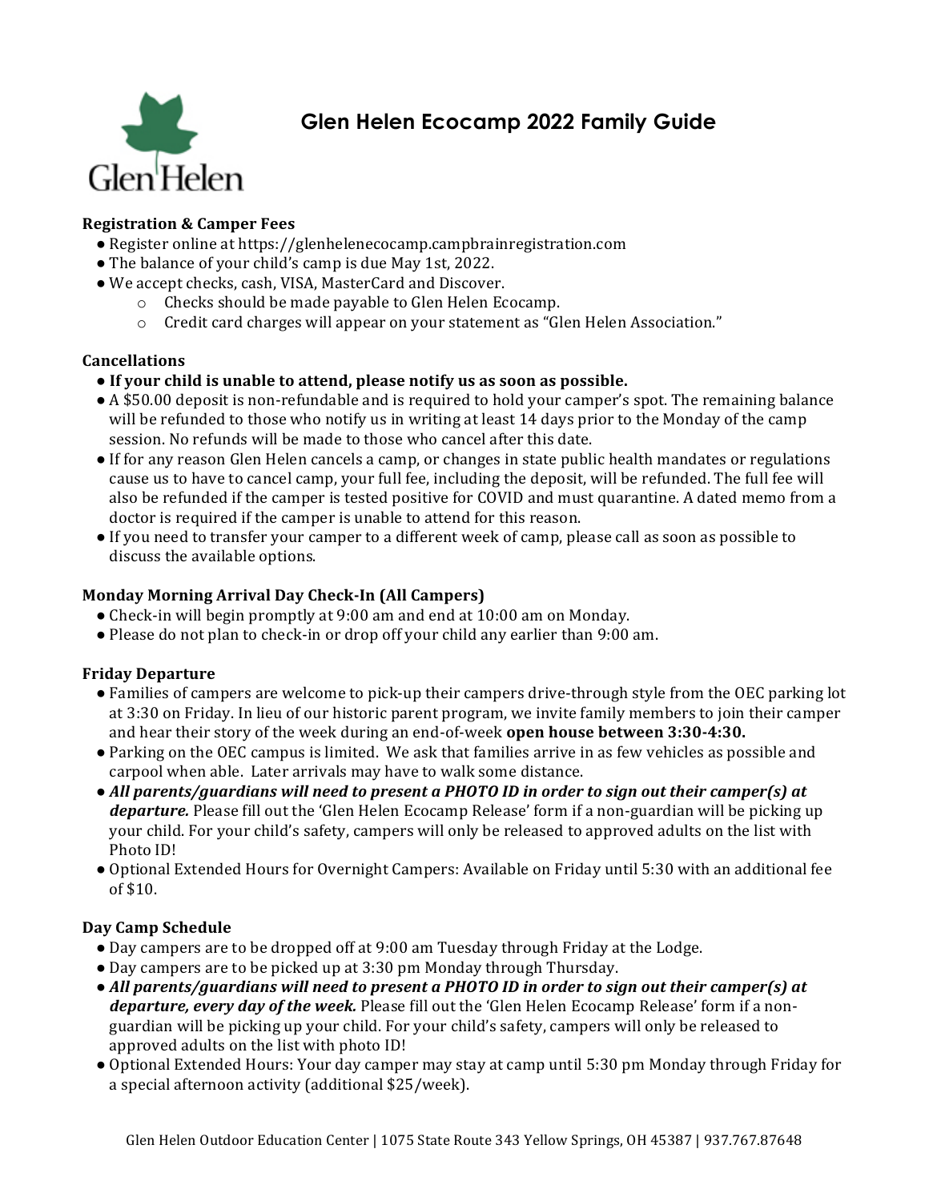# Glen Helen Ecocamp 2022 Family Guide

**Registration & Camper Fees**

- Register online at https://glenhelenecocamp.campbrainregistration.com
- The balance of your child's camp is due May 1st, 2022.
- We accept checks, cash, VISA, MasterCard and Discover.
  - Checks should be made payable to Glen Helen Ecocamp.
  - Credit card charges will appear on your statement as "Glen Helen Association."

**Cancellations**

- **If your child is unable to attend, please notify us as soon as possible.**
- A $50.00 deposit is non-refundable and is required to hold your camper's spot. The remaining balance will be refunded to those who notify us in writing at least 14 days prior to the Monday of the camp session. No refunds will be made to those who cancel after this date.
- If for any reason Glen Helen cancels a camp, or changes in state public health mandates or regulations cause us to have to cancel camp, your full fee, including the deposit, will be refunded. The full fee will also be refunded if the camper is tested positive for COVID and must quarantine. A dated memo from a doctor is required if the camper is unable to attend for this reason.
- If you need to transfer your camper to a different week of camp, please call as soon as possible to discuss the available options.

**Monday Morning Arrival Day Check-In (All Campers)**

- Check-in will begin promptly at 9:00 am and end at 10:00 am on Monday.
- Please do not plan to check-in or drop off your child any earlier than 9:00 am.

**Friday Departure**

- Families of campers are welcome to pick-up their campers drive-through style from the OEC parking lot at 3:30 on Friday. In lieu of our historic parent program, we invite family members to join their camper and hear their story of the week during an end-of-week **open house between 3:30-4:30.**
- Parking on the OEC campus is limited. We ask that families arrive in as few vehicles as possible and carpool when able. Later arrivals may have to walk some distance.
- ***All parents/guardians will need to present a PHOTO ID in order to sign out their camper(s) at departure.*** Please fill out the 'Glen Helen Ecocamp Release' form if a non-guardian will be picking up your child. For your child's safety, campers will only be released to approved adults on the list with Photo ID!
- Optional Extended Hours for Overnight Campers: Available on Friday until 5:30 with an additional fee of $10.

**Day Camp Schedule**

- Day campers are to be dropped off at 9:00 am Tuesday through Friday at the Lodge.
- Day campers are to be picked up at 3:30 pm Monday through Thursday.
- ***All parents/guardians will need to present a PHOTO ID in order to sign out their camper(s) at departure, every day of the week.*** Please fill out the 'Glen Helen Ecocamp Release' form if a non-guardian will be picking up your child. For your child's safety, campers will only be released to approved adults on the list with photo ID!
- Optional Extended Hours: Your day camper may stay at camp until 5:30 pm Monday through Friday for a special afternoon activity (additional $25/week).

Glen Helen Outdoor Education Center | 1075 State Route 343 Yellow Springs, OH 45387 | 937.767.87648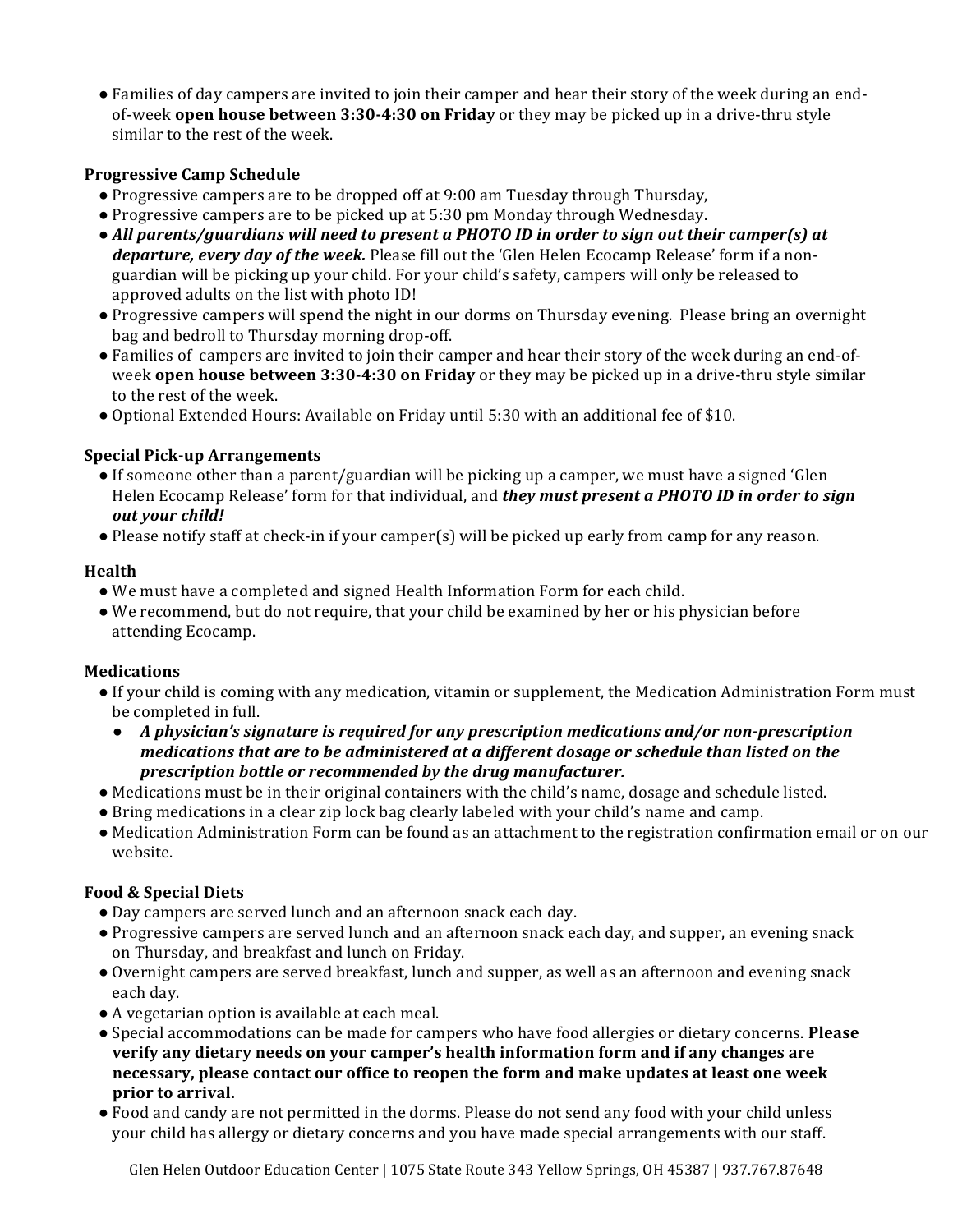- Families of day campers are invited to join their camper and hear their story of the week during an end-of-week **open house between 3:30-4:30 on Friday** or they may be picked up in a drive-thru style similar to the rest of the week.

### Progressive Camp Schedule

- Progressive campers are to be dropped off at 9:00 am Tuesday through Thursday,
- Progressive campers are to be picked up at 5:30 pm Monday through Wednesday.
- ***All parents/guardians will need to present a PHOTO ID in order to sign out their camper(s) at departure, every day of the week.*** Please fill out the 'Glen Helen Ecocamp Release' form if a non-guardian will be picking up your child. For your child's safety, campers will only be released to approved adults on the list with photo ID!
- Progressive campers will spend the night in our dorms on Thursday evening. Please bring an overnight bag and bedroll to Thursday morning drop-off.
- Families of campers are invited to join their camper and hear their story of the week during an end-of-week **open house between 3:30-4:30 on Friday** or they may be picked up in a drive-thru style similar to the rest of the week.
- Optional Extended Hours: Available on Friday until 5:30 with an additional fee of $10.

### Special Pick-up Arrangements

- If someone other than a parent/guardian will be picking up a camper, we must have a signed 'Glen Helen Ecocamp Release' form for that individual, and ***they must present a PHOTO ID in order to sign out your child!***
- Please notify staff at check-in if your camper(s) will be picked up early from camp for any reason.

### Health

- We must have a completed and signed Health Information Form for each child.
- We recommend, but do not require, that your child be examined by her or his physician before attending Ecocamp.

### Medications

- If your child is coming with any medication, vitamin or supplement, the Medication Administration Form must be completed in full.
  - ***A physician's signature is required for any prescription medications and/or non-prescription medications that are to be administered at a different dosage or schedule than listed on the prescription bottle or recommended by the drug manufacturer.***
- Medications must be in their original containers with the child's name, dosage and schedule listed.
- Bring medications in a clear zip lock bag clearly labeled with your child's name and camp.
- Medication Administration Form can be found as an attachment to the registration confirmation email or on our website.

### Food & Special Diets

- Day campers are served lunch and an afternoon snack each day.
- Progressive campers are served lunch and an afternoon snack each day, and supper, an evening snack on Thursday, and breakfast and lunch on Friday.
- Overnight campers are served breakfast, lunch and supper, as well as an afternoon and evening snack each day.
- A vegetarian option is available at each meal.
- Special accommodations can be made for campers who have food allergies or dietary concerns. **Please verify any dietary needs on your camper's health information form and if any changes are necessary, please contact our office to reopen the form and make updates at least one week prior to arrival.**
- Food and candy are not permitted in the dorms. Please do not send any food with your child unless your child has allergy or dietary concerns and you have made special arrangements with our staff.

Glen Helen Outdoor Education Center | 1075 State Route 343 Yellow Springs, OH 45387 | 937.767.87648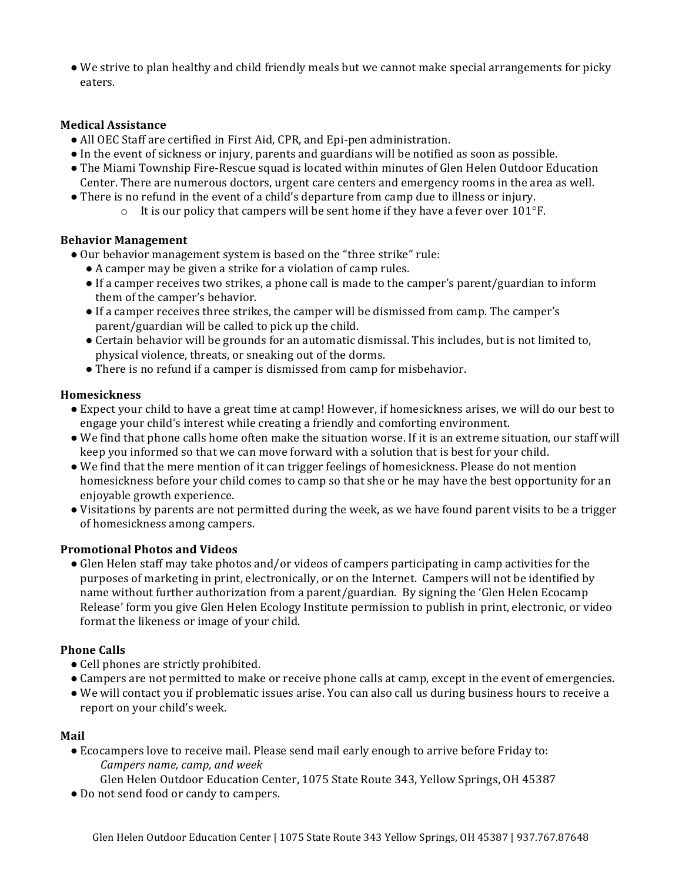- We strive to plan healthy and child friendly meals but we cannot make special arrangements for picky eaters.

**Medical Assistance**

- All OEC Staff are certified in First Aid, CPR, and Epi-pen administration.
- In the event of sickness or injury, parents and guardians will be notified as soon as possible.
- The Miami Township Fire-Rescue squad is located within minutes of Glen Helen Outdoor Education Center. There are numerous doctors, urgent care centers and emergency rooms in the area as well.
- There is no refund in the event of a child's departure from camp due to illness or injury.
  - It is our policy that campers will be sent home if they have a fever over 101°F.

**Behavior Management**

- Our behavior management system is based on the "three strike" rule:
  - A camper may be given a strike for a violation of camp rules.
  - If a camper receives two strikes, a phone call is made to the camper's parent/guardian to inform them of the camper's behavior.
  - If a camper receives three strikes, the camper will be dismissed from camp. The camper's parent/guardian will be called to pick up the child.
  - Certain behavior will be grounds for an automatic dismissal. This includes, but is not limited to, physical violence, threats, or sneaking out of the dorms.
  - There is no refund if a camper is dismissed from camp for misbehavior.

**Homesickness**

- Expect your child to have a great time at camp! However, if homesickness arises, we will do our best to engage your child's interest while creating a friendly and comforting environment.
- We find that phone calls home often make the situation worse. If it is an extreme situation, our staff will keep you informed so that we can move forward with a solution that is best for your child.
- We find that the mere mention of it can trigger feelings of homesickness. Please do not mention homesickness before your child comes to camp so that she or he may have the best opportunity for an enjoyable growth experience.
- Visitations by parents are not permitted during the week, as we have found parent visits to be a trigger of homesickness among campers.

**Promotional Photos and Videos**

- Glen Helen staff may take photos and/or videos of campers participating in camp activities for the purposes of marketing in print, electronically, or on the Internet. Campers will not be identified by name without further authorization from a parent/guardian. By signing the 'Glen Helen Ecocamp Release' form you give Glen Helen Ecology Institute permission to publish in print, electronic, or video format the likeness or image of your child.

**Phone Calls**

- Cell phones are strictly prohibited.
- Campers are not permitted to make or receive phone calls at camp, except in the event of emergencies.
- We will contact you if problematic issues arise. You can also call us during business hours to receive a report on your child's week.

**Mail**

- Ecocampers love to receive mail. Please send mail early enough to arrive before Friday to:
  *Campers name, camp, and week*
  Glen Helen Outdoor Education Center, 1075 State Route 343, Yellow Springs, OH 45387
- Do not send food or candy to campers.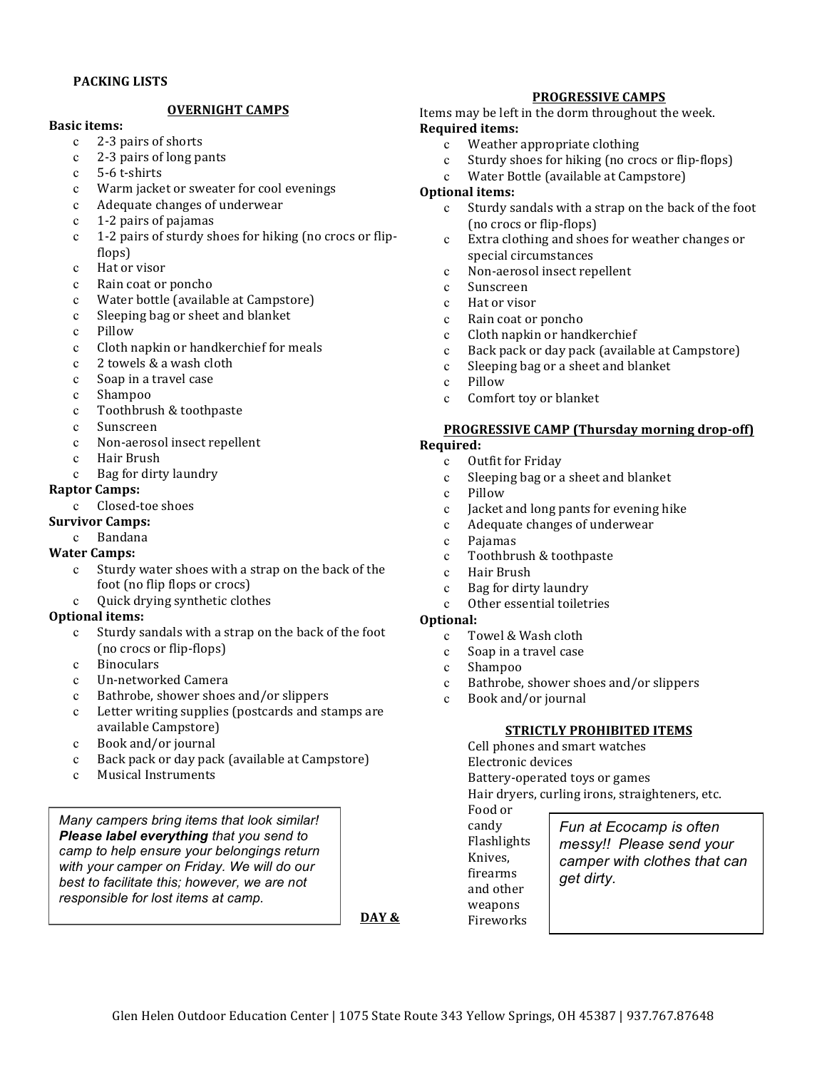**PACKING LISTS**

## OVERNIGHT CAMPS

**Basic items:**

- 2-3 pairs of shorts
- 2-3 pairs of long pants
- 5-6 t-shirts
- Warm jacket or sweater for cool evenings
- Adequate changes of underwear
- 1-2 pairs of pajamas
- 1-2 pairs of sturdy shoes for hiking (no crocs or flip-flops)
- Hat or visor
- Rain coat or poncho
- Water bottle (available at Campstore)
- Sleeping bag or sheet and blanket
- Pillow
- Cloth napkin or handkerchief for meals
- 2 towels & a wash cloth
- Soap in a travel case
- Shampoo
- Toothbrush & toothpaste
- Sunscreen
- Non-aerosol insect repellent
- Hair Brush
- Bag for dirty laundry

**Raptor Camps:**

- Closed-toe shoes

**Survivor Camps:**

- Bandana

**Water Camps:**

- Sturdy water shoes with a strap on the back of the foot (no flip flops or crocs)
- Quick drying synthetic clothes

**Optional items:**

- Sturdy sandals with a strap on the back of the foot (no crocs or flip-flops)
- Binoculars
- Un-networked Camera
- Bathrobe, shower shoes and/or slippers
- Letter writing supplies (postcards and stamps are available Campstore)
- Book and/or journal
- Back pack or day pack (available at Campstore)
- Musical Instruments

*Many campers bring items that look similar! **Please label everything** that you send to camp to help ensure your belongings return with your camper on Friday. We will do our best to facilitate this; however, we are not responsible for lost items at camp.*

**DAY &**

## PROGRESSIVE CAMPS

Items may be left in the dorm throughout the week.

**Required items:**

- Weather appropriate clothing
- Sturdy shoes for hiking (no crocs or flip-flops)
- Water Bottle (available at Campstore)

**Optional items:**

- Sturdy sandals with a strap on the back of the foot (no crocs or flip-flops)
- Extra clothing and shoes for weather changes or special circumstances
- Non-aerosol insect repellent
- Sunscreen
- Hat or visor
- Rain coat or poncho
- Cloth napkin or handkerchief
- Back pack or day pack (available at Campstore)
- Sleeping bag or a sheet and blanket
- Pillow
- Comfort toy or blanket

## PROGRESSIVE CAMP (Thursday morning drop-off)

**Required:**

- Outfit for Friday
- Sleeping bag or a sheet and blanket
- Pillow
- Jacket and long pants for evening hike
- Adequate changes of underwear
- Pajamas
- Toothbrush & toothpaste
- Hair Brush
- Bag for dirty laundry
- Other essential toiletries

**Optional:**

- Towel & Wash cloth
- Soap in a travel case
- Shampoo
- Bathrobe, shower shoes and/or slippers
- Book and/or journal

## STRICTLY PROHIBITED ITEMS

Cell phones and smart watches
Electronic devices
Battery-operated toys or games
Hair dryers, curling irons, straighteners, etc.
Food or candy
Flashlights
Knives, firearms and other weapons
Fireworks

*Fun at Ecocamp is often messy!! Please send your camper with clothes that can get dirty.*

Glen Helen Outdoor Education Center | 1075 State Route 343 Yellow Springs, OH 45387 | 937.767.87648